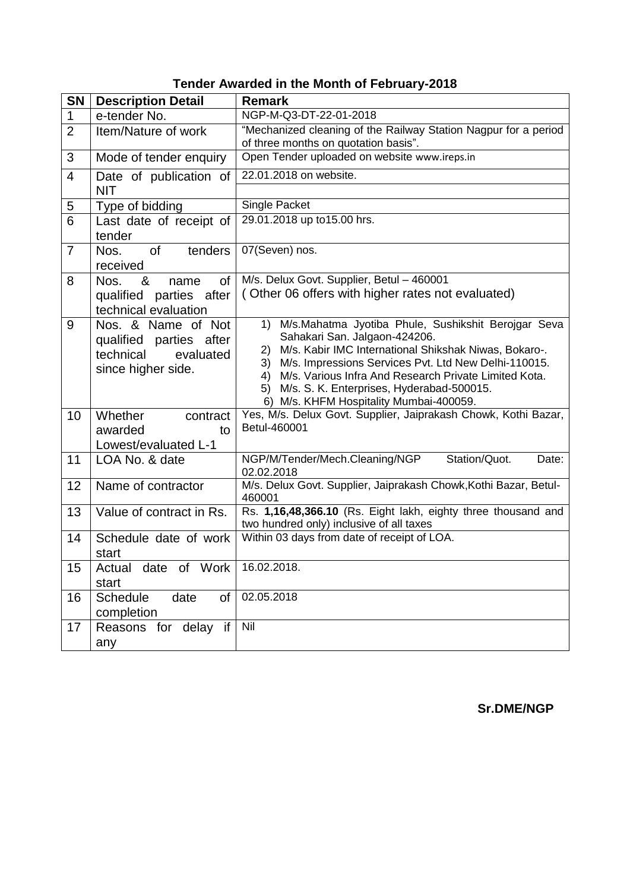**Tender Awarded in the Month of February-2018**

| SN | Description Detail | Remark |
|---|---|---|
| 1 | e-tender No. | NGP-M-Q3-DT-22-01-2018 |
| 2 | Item/Nature of work | "Mechanized cleaning of the Railway Station Nagpur for a period of three months on quotation basis". |
| 3 | Mode of tender enquiry | Open Tender uploaded on website www.ireps.in |
| 4 | Date of publication of NIT | 22.01.2018 on website. |
| 5 | Type of bidding | Single Packet |
| 6 | Last date of receipt of tender | 29.01.2018 up to15.00 hrs. |
| 7 | Nos. of tenders received | 07(Seven) nos. |
| 8 | Nos. & name of qualified parties after technical evaluation | M/s. Delux Govt. Supplier, Betul – 460001<br>( Other 06 offers with higher rates not evaluated) |
| 9 | Nos. & Name of Not qualified parties after technical evaluated since higher side. | 1) M/s.Mahatma Jyotiba Phule, Sushikshit Berojgar Seva Sahakari San. Jalgaon-424206.<br>2) M/s. Kabir IMC International Shikshak Niwas, Bokaro-.<br>3) M/s. Impressions Services Pvt. Ltd New Delhi-110015.<br>4) M/s. Various Infra And Research Private Limited Kota.<br>5) M/s. S. K. Enterprises, Hyderabad-500015.<br>6) M/s. KHFM Hospitality Mumbai-400059. |
| 10 | Whether contract awarded to Lowest/evaluated L-1 | Yes, M/s. Delux Govt. Supplier, Jaiprakash Chowk, Kothi Bazar, Betul-460001 |
| 11 | LOA No. & date | NGP/M/Tender/Mech.Cleaning/NGP Station/Quot. Date: 02.02.2018 |
| 12 | Name of contractor | M/s. Delux Govt. Supplier, Jaiprakash Chowk,Kothi Bazar, Betul-460001 |
| 13 | Value of contract in Rs. | Rs. **1,16,48,366.10** (Rs. Eight lakh, eighty three thousand and two hundred only) inclusive of all taxes |
| 14 | Schedule date of work start | Within 03 days from date of receipt of LOA. |
| 15 | Actual date of Work start | 16.02.2018. |
| 16 | Schedule date of completion | 02.05.2018 |
| 17 | Reasons for delay if any | Nil |

**Sr.DME/NGP**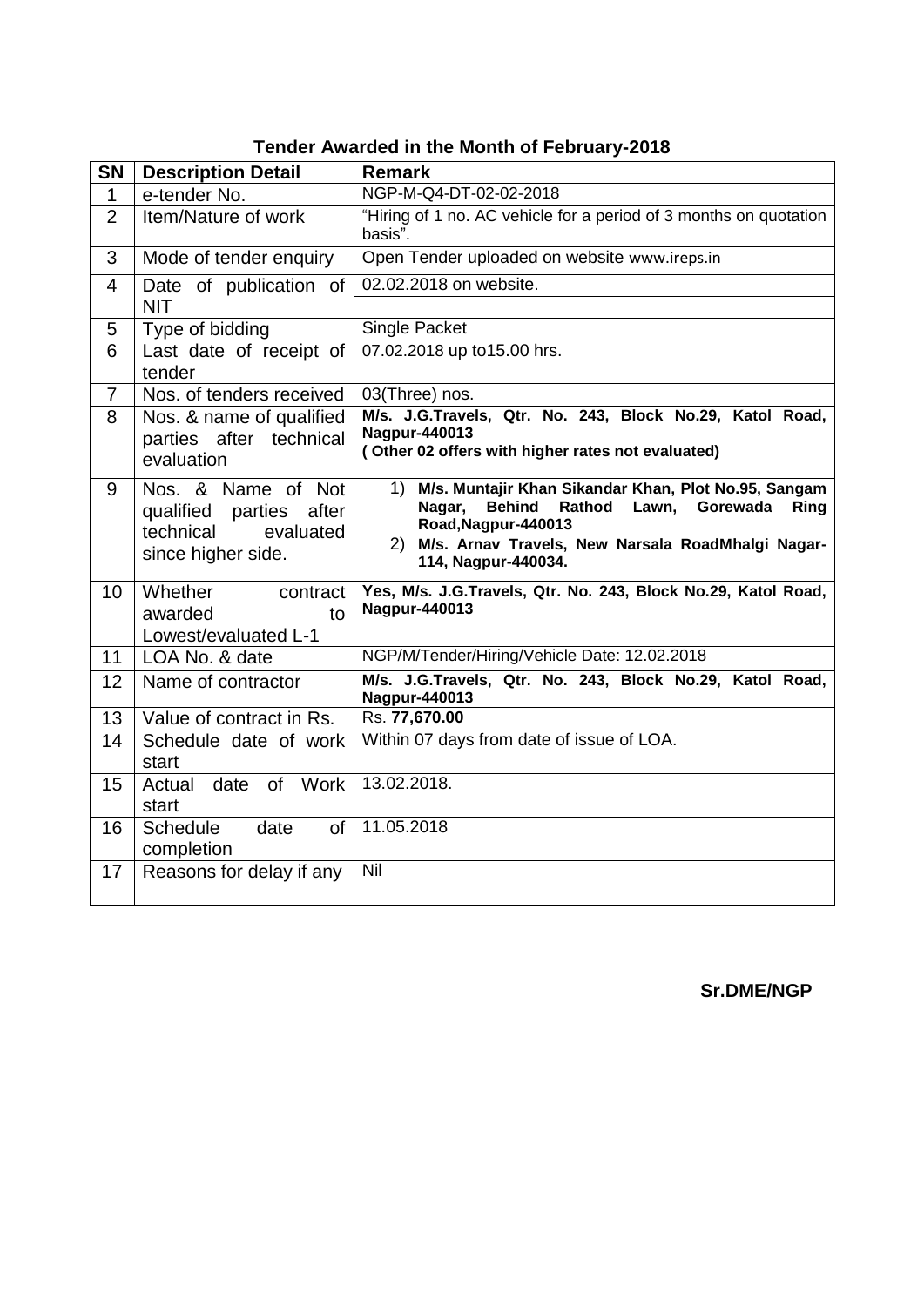**Tender Awarded in the Month of February-2018**

| SN | Description Detail | Remark |
|---|---|---|
| 1 | e-tender No. | NGP-M-Q4-DT-02-02-2018 |
| 2 | Item/Nature of work | "Hiring of 1 no. AC vehicle for a period of 3 months on quotation basis". |
| 3 | Mode of tender enquiry | Open Tender uploaded on website www.ireps.in |
| 4 | Date of publication of NIT | 02.02.2018 on website. |
| 5 | Type of bidding | Single Packet |
| 6 | Last date of receipt of tender | 07.02.2018 up to15.00 hrs. |
| 7 | Nos. of tenders received | 03(Three) nos. |
| 8 | Nos. & name of qualified parties after technical evaluation | **M/s. J.G.Travels, Qtr. No. 243, Block No.29, Katol Road, Nagpur-440013** **( Other 02 offers with higher rates not evaluated)** |
| 9 | Nos. & Name of Not qualified parties after technical evaluated since higher side. | 1) **M/s. Muntajir Khan Sikandar Khan, Plot No.95, Sangam Nagar, Behind Rathod Lawn, Gorewada Ring Road,Nagpur-440013** 2) **M/s. Arnav Travels, New Narsala RoadMhalgi Nagar-114, Nagpur-440034.** |
| 10 | Whether contract awarded to Lowest/evaluated L-1 | **Yes, M/s. J.G.Travels, Qtr. No. 243, Block No.29, Katol Road, Nagpur-440013** |
| 11 | LOA No. & date | NGP/M/Tender/Hiring/Vehicle Date: 12.02.2018 |
| 12 | Name of contractor | **M/s. J.G.Travels, Qtr. No. 243, Block No.29, Katol Road, Nagpur-440013** |
| 13 | Value of contract in Rs. | Rs. **77,670.00** |
| 14 | Schedule date of work start | Within 07 days from date of issue of LOA. |
| 15 | Actual date of Work start | 13.02.2018. |
| 16 | Schedule date of completion | 11.05.2018 |
| 17 | Reasons for delay if any | Nil |

**Sr.DME/NGP**